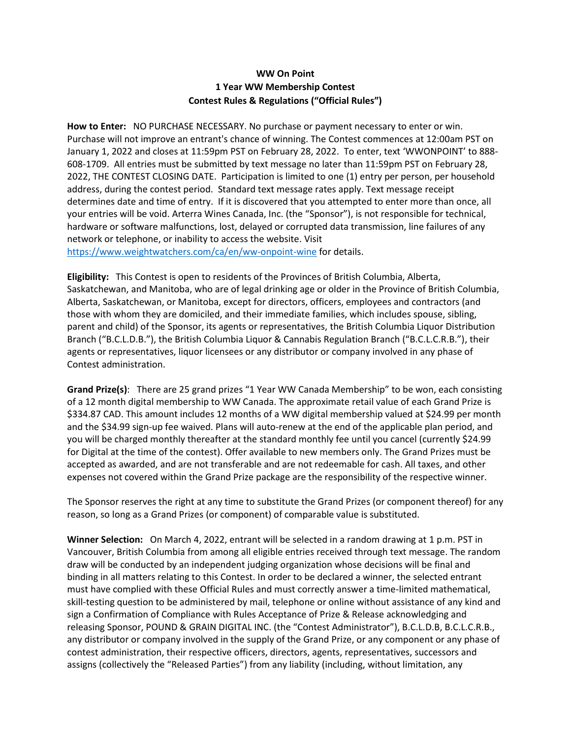**WW On Point**
**1 Year WW Membership Contest**
**Contest Rules & Regulations ("Official Rules")**

**How to Enter:** NO PURCHASE NECESSARY. No purchase or payment necessary to enter or win. Purchase will not improve an entrant's chance of winning. The Contest commences at 12:00am PST on January 1, 2022 and closes at 11:59pm PST on February 28, 2022. To enter, text 'WWONPOINT' to 888-608-1709. All entries must be submitted by text message no later than 11:59pm PST on February 28, 2022, THE CONTEST CLOSING DATE. Participation is limited to one (1) entry per person, per household address, during the contest period. Standard text message rates apply. Text message receipt determines date and time of entry. If it is discovered that you attempted to enter more than once, all your entries will be void. Arterra Wines Canada, Inc. (the "Sponsor"), is not responsible for technical, hardware or software malfunctions, lost, delayed or corrupted data transmission, line failures of any network or telephone, or inability to access the website. Visit https://www.weightwatchers.com/ca/en/ww-onpoint-wine for details.

**Eligibility:** This Contest is open to residents of the Provinces of British Columbia, Alberta, Saskatchewan, and Manitoba, who are of legal drinking age or older in the Province of British Columbia, Alberta, Saskatchewan, or Manitoba, except for directors, officers, employees and contractors (and those with whom they are domiciled, and their immediate families, which includes spouse, sibling, parent and child) of the Sponsor, its agents or representatives, the British Columbia Liquor Distribution Branch ("B.C.L.D.B."), the British Columbia Liquor & Cannabis Regulation Branch ("B.C.L.C.R.B."), their agents or representatives, liquor licensees or any distributor or company involved in any phase of Contest administration.

**Grand Prize(s)**: There are 25 grand prizes "1 Year WW Canada Membership" to be won, each consisting of a 12 month digital membership to WW Canada. The approximate retail value of each Grand Prize is $334.87 CAD. This amount includes 12 months of a WW digital membership valued at $24.99 per month and the $34.99 sign-up fee waived. Plans will auto-renew at the end of the applicable plan period, and you will be charged monthly thereafter at the standard monthly fee until you cancel (currently $24.99 for Digital at the time of the contest). Offer available to new members only. The Grand Prizes must be accepted as awarded, and are not transferable and are not redeemable for cash. All taxes, and other expenses not covered within the Grand Prize package are the responsibility of the respective winner.

The Sponsor reserves the right at any time to substitute the Grand Prizes (or component thereof) for any reason, so long as a Grand Prizes (or component) of comparable value is substituted.

**Winner Selection:** On March 4, 2022, entrant will be selected in a random drawing at 1 p.m. PST in Vancouver, British Columbia from among all eligible entries received through text message. The random draw will be conducted by an independent judging organization whose decisions will be final and binding in all matters relating to this Contest. In order to be declared a winner, the selected entrant must have complied with these Official Rules and must correctly answer a time-limited mathematical, skill-testing question to be administered by mail, telephone or online without assistance of any kind and sign a Confirmation of Compliance with Rules Acceptance of Prize & Release acknowledging and releasing Sponsor, POUND & GRAIN DIGITAL INC. (the "Contest Administrator"), B.C.L.D.B, B.C.L.C.R.B., any distributor or company involved in the supply of the Grand Prize, or any component or any phase of contest administration, their respective officers, directors, agents, representatives, successors and assigns (collectively the "Released Parties") from any liability (including, without limitation, any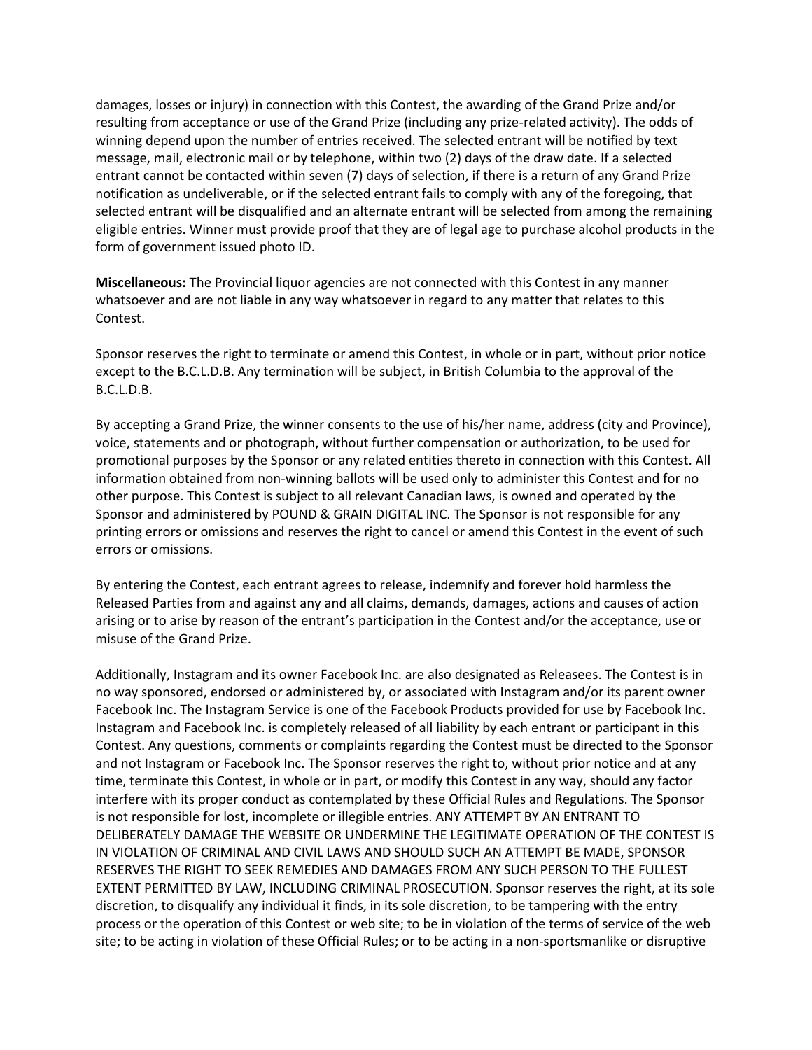damages, losses or injury) in connection with this Contest, the awarding of the Grand Prize and/or resulting from acceptance or use of the Grand Prize (including any prize-related activity). The odds of winning depend upon the number of entries received. The selected entrant will be notified by text message, mail, electronic mail or by telephone, within two (2) days of the draw date. If a selected entrant cannot be contacted within seven (7) days of selection, if there is a return of any Grand Prize notification as undeliverable, or if the selected entrant fails to comply with any of the foregoing, that selected entrant will be disqualified and an alternate entrant will be selected from among the remaining eligible entries. Winner must provide proof that they are of legal age to purchase alcohol products in the form of government issued photo ID.

**Miscellaneous:** The Provincial liquor agencies are not connected with this Contest in any manner whatsoever and are not liable in any way whatsoever in regard to any matter that relates to this Contest.

Sponsor reserves the right to terminate or amend this Contest, in whole or in part, without prior notice except to the B.C.L.D.B. Any termination will be subject, in British Columbia to the approval of the B.C.L.D.B.

By accepting a Grand Prize, the winner consents to the use of his/her name, address (city and Province), voice, statements and or photograph, without further compensation or authorization, to be used for promotional purposes by the Sponsor or any related entities thereto in connection with this Contest. All information obtained from non-winning ballots will be used only to administer this Contest and for no other purpose. This Contest is subject to all relevant Canadian laws, is owned and operated by the Sponsor and administered by POUND & GRAIN DIGITAL INC. The Sponsor is not responsible for any printing errors or omissions and reserves the right to cancel or amend this Contest in the event of such errors or omissions.

By entering the Contest, each entrant agrees to release, indemnify and forever hold harmless the Released Parties from and against any and all claims, demands, damages, actions and causes of action arising or to arise by reason of the entrant's participation in the Contest and/or the acceptance, use or misuse of the Grand Prize.

Additionally, Instagram and its owner Facebook Inc. are also designated as Releasees. The Contest is in no way sponsored, endorsed or administered by, or associated with Instagram and/or its parent owner Facebook Inc. The Instagram Service is one of the Facebook Products provided for use by Facebook Inc. Instagram and Facebook Inc. is completely released of all liability by each entrant or participant in this Contest. Any questions, comments or complaints regarding the Contest must be directed to the Sponsor and not Instagram or Facebook Inc. The Sponsor reserves the right to, without prior notice and at any time, terminate this Contest, in whole or in part, or modify this Contest in any way, should any factor interfere with its proper conduct as contemplated by these Official Rules and Regulations. The Sponsor is not responsible for lost, incomplete or illegible entries. ANY ATTEMPT BY AN ENTRANT TO DELIBERATELY DAMAGE THE WEBSITE OR UNDERMINE THE LEGITIMATE OPERATION OF THE CONTEST IS IN VIOLATION OF CRIMINAL AND CIVIL LAWS AND SHOULD SUCH AN ATTEMPT BE MADE, SPONSOR RESERVES THE RIGHT TO SEEK REMEDIES AND DAMAGES FROM ANY SUCH PERSON TO THE FULLEST EXTENT PERMITTED BY LAW, INCLUDING CRIMINAL PROSECUTION. Sponsor reserves the right, at its sole discretion, to disqualify any individual it finds, in its sole discretion, to be tampering with the entry process or the operation of this Contest or web site; to be in violation of the terms of service of the web site; to be acting in violation of these Official Rules; or to be acting in a non-sportsmanlike or disruptive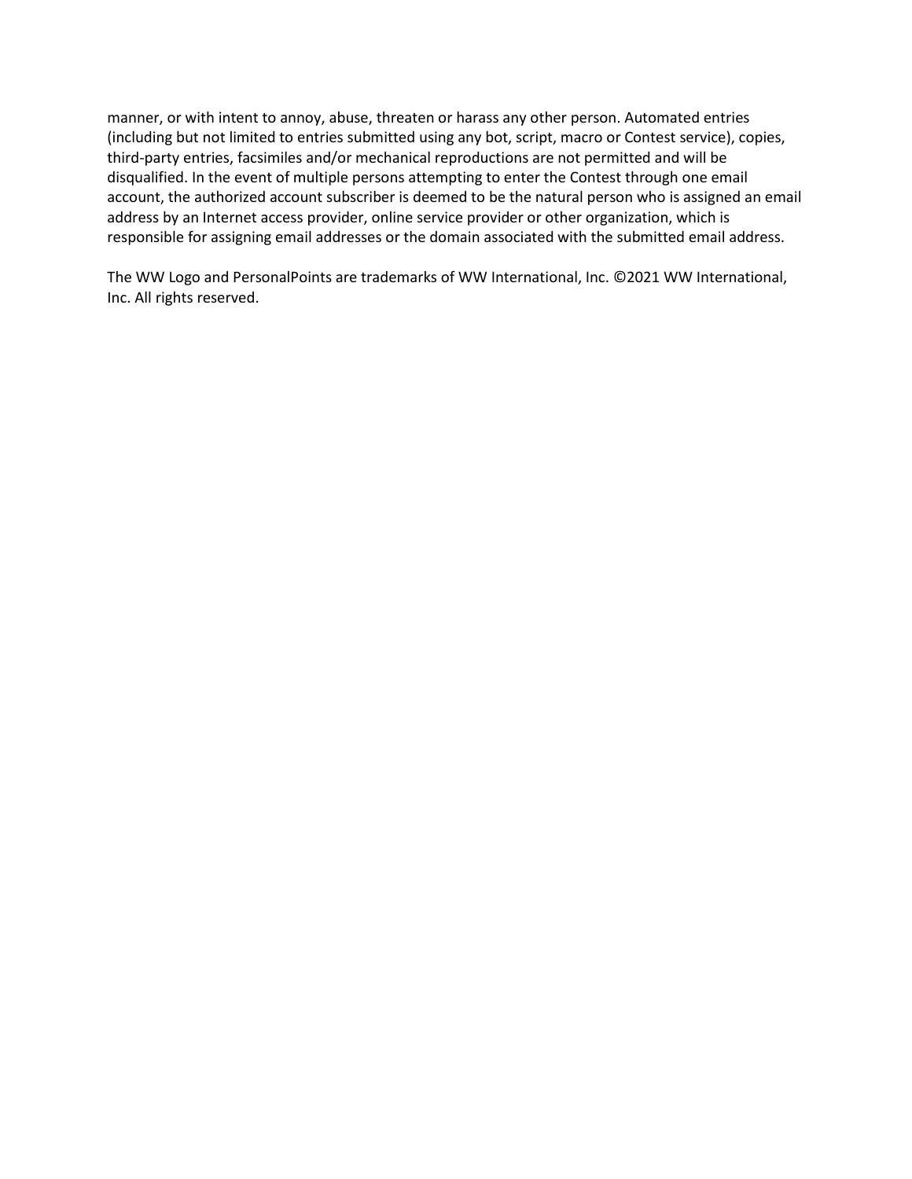manner, or with intent to annoy, abuse, threaten or harass any other person. Automated entries (including but not limited to entries submitted using any bot, script, macro or Contest service), copies, third-party entries, facsimiles and/or mechanical reproductions are not permitted and will be disqualified. In the event of multiple persons attempting to enter the Contest through one email account, the authorized account subscriber is deemed to be the natural person who is assigned an email address by an Internet access provider, online service provider or other organization, which is responsible for assigning email addresses or the domain associated with the submitted email address.

The WW Logo and PersonalPoints are trademarks of WW International, Inc. ©2021 WW International, Inc. All rights reserved.